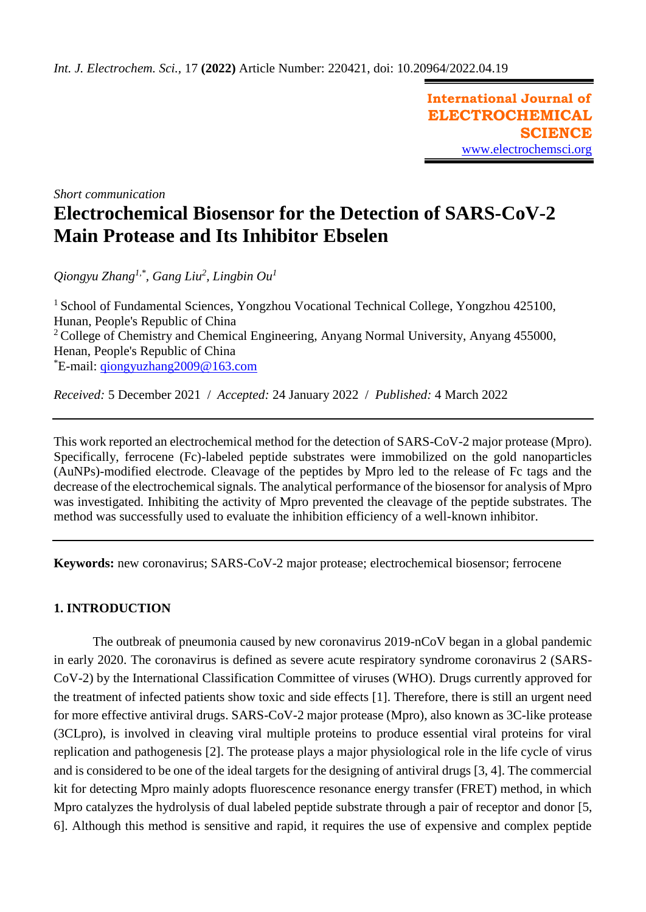*Int. J. Electrochem. Sci.,* 17 **(2022)** Article Number: 220421, doi: 10.20964/2022.04.19

**International Journal of ELECTROCHEMICAL SCIENCE**
www.electrochemsci.org

*Short communication*

# Electrochemical Biosensor for the Detection of SARS-CoV-2 Main Protease and Its Inhibitor Ebselen

*Qiongyu Zhang*[1,*], *Gang Liu*[2], *Lingbin Ou*[1]

[1] School of Fundamental Sciences, Yongzhou Vocational Technical College, Yongzhou 425100, Hunan, People's Republic of China
[2] College of Chemistry and Chemical Engineering, Anyang Normal University, Anyang 455000, Henan, People's Republic of China
*E-mail: qiongyuzhang2009@163.com

*Received:* 5 December 2021 / *Accepted:* 24 January 2022 / *Published:* 4 March 2022

---

This work reported an electrochemical method for the detection of SARS-CoV-2 major protease (Mpro). Specifically, ferrocene (Fc)-labeled peptide substrates were immobilized on the gold nanoparticles (AuNPs)-modified electrode. Cleavage of the peptides by Mpro led to the release of Fc tags and the decrease of the electrochemical signals. The analytical performance of the biosensor for analysis of Mpro was investigated. Inhibiting the activity of Mpro prevented the cleavage of the peptide substrates. The method was successfully used to evaluate the inhibition efficiency of a well-known inhibitor.

---

**Keywords:** new coronavirus; SARS-CoV-2 major protease; electrochemical biosensor; ferrocene

## 1. INTRODUCTION

The outbreak of pneumonia caused by new coronavirus 2019-nCoV began in a global pandemic in early 2020. The coronavirus is defined as severe acute respiratory syndrome coronavirus 2 (SARS-CoV-2) by the International Classification Committee of viruses (WHO). Drugs currently approved for the treatment of infected patients show toxic and side effects [1]. Therefore, there is still an urgent need for more effective antiviral drugs. SARS-CoV-2 major protease (Mpro), also known as 3C-like protease (3CLpro), is involved in cleaving viral multiple proteins to produce essential viral proteins for viral replication and pathogenesis [2]. The protease plays a major physiological role in the life cycle of virus and is considered to be one of the ideal targets for the designing of antiviral drugs [3, 4]. The commercial kit for detecting Mpro mainly adopts fluorescence resonance energy transfer (FRET) method, in which Mpro catalyzes the hydrolysis of dual labeled peptide substrate through a pair of receptor and donor [5, 6]. Although this method is sensitive and rapid, it requires the use of expensive and complex peptide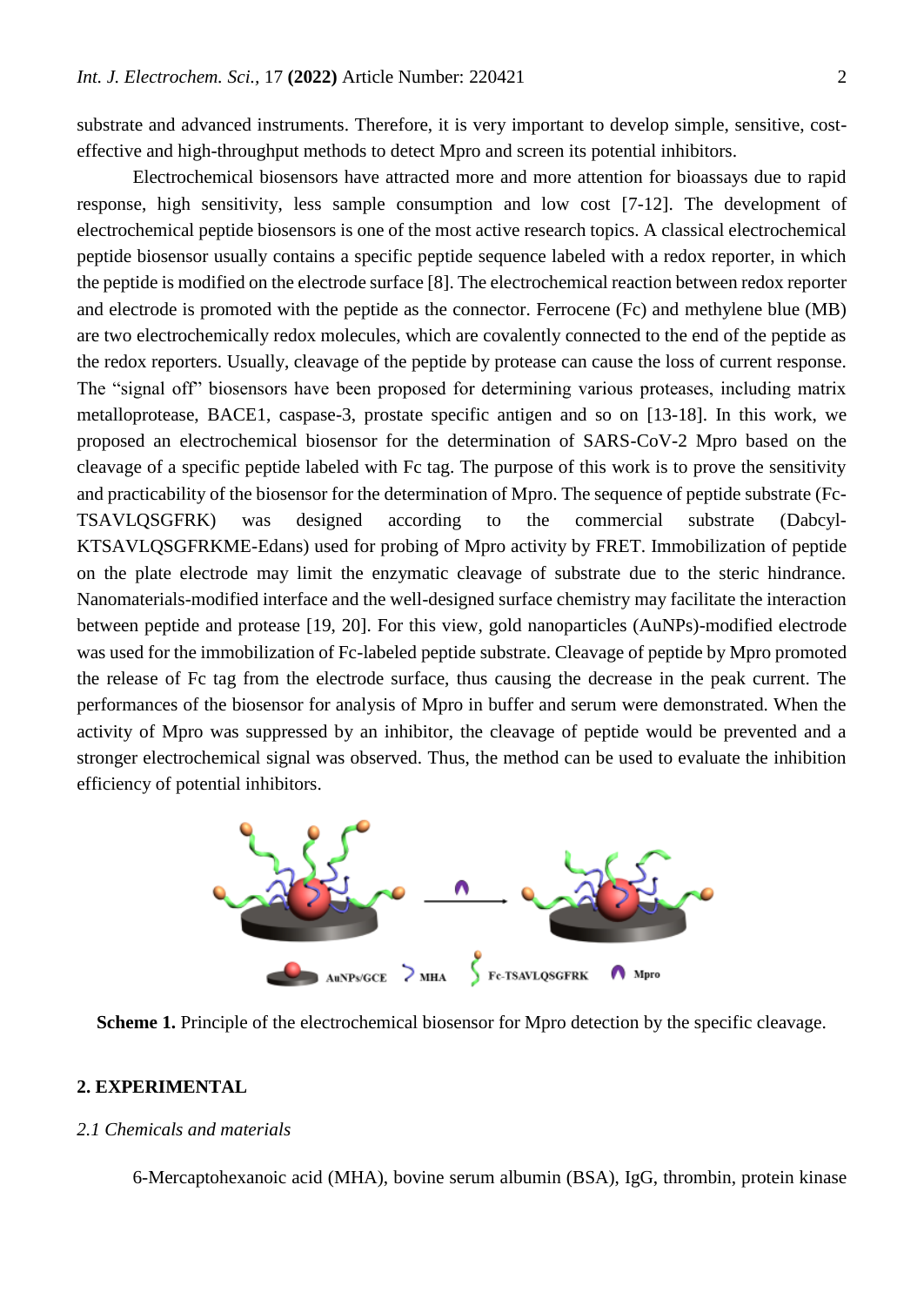substrate and advanced instruments. Therefore, it is very important to develop simple, sensitive, cost-effective and high-throughput methods to detect Mpro and screen its potential inhibitors.

Electrochemical biosensors have attracted more and more attention for bioassays due to rapid response, high sensitivity, less sample consumption and low cost [7-12]. The development of electrochemical peptide biosensors is one of the most active research topics. A classical electrochemical peptide biosensor usually contains a specific peptide sequence labeled with a redox reporter, in which the peptide is modified on the electrode surface [8]. The electrochemical reaction between redox reporter and electrode is promoted with the peptide as the connector. Ferrocene (Fc) and methylene blue (MB) are two electrochemically redox molecules, which are covalently connected to the end of the peptide as the redox reporters. Usually, cleavage of the peptide by protease can cause the loss of current response. The "signal off" biosensors have been proposed for determining various proteases, including matrix metalloprotease, BACE1, caspase-3, prostate specific antigen and so on [13-18]. In this work, we proposed an electrochemical biosensor for the determination of SARS-CoV-2 Mpro based on the cleavage of a specific peptide labeled with Fc tag. The purpose of this work is to prove the sensitivity and practicability of the biosensor for the determination of Mpro. The sequence of peptide substrate (Fc-TSAVLQSGFRK) was designed according to the commercial substrate (Dabcyl-KTSAVLQSGFRKME-Edans) used for probing of Mpro activity by FRET. Immobilization of peptide on the plate electrode may limit the enzymatic cleavage of substrate due to the steric hindrance. Nanomaterials-modified interface and the well-designed surface chemistry may facilitate the interaction between peptide and protease [19, 20]. For this view, gold nanoparticles (AuNPs)-modified electrode was used for the immobilization of Fc-labeled peptide substrate. Cleavage of peptide by Mpro promoted the release of Fc tag from the electrode surface, thus causing the decrease in the peak current. The performances of the biosensor for analysis of Mpro in buffer and serum were demonstrated. When the activity of Mpro was suppressed by an inhibitor, the cleavage of peptide would be prevented and a stronger electrochemical signal was observed. Thus, the method can be used to evaluate the inhibition efficiency of potential inhibitors.

**Scheme 1.** Principle of the electrochemical biosensor for Mpro detection by the specific cleavage.

## 2. EXPERIMENTAL

### *2.1 Chemicals and materials*

6-Mercaptohexanoic acid (MHA), bovine serum albumin (BSA), IgG, thrombin, protein kinase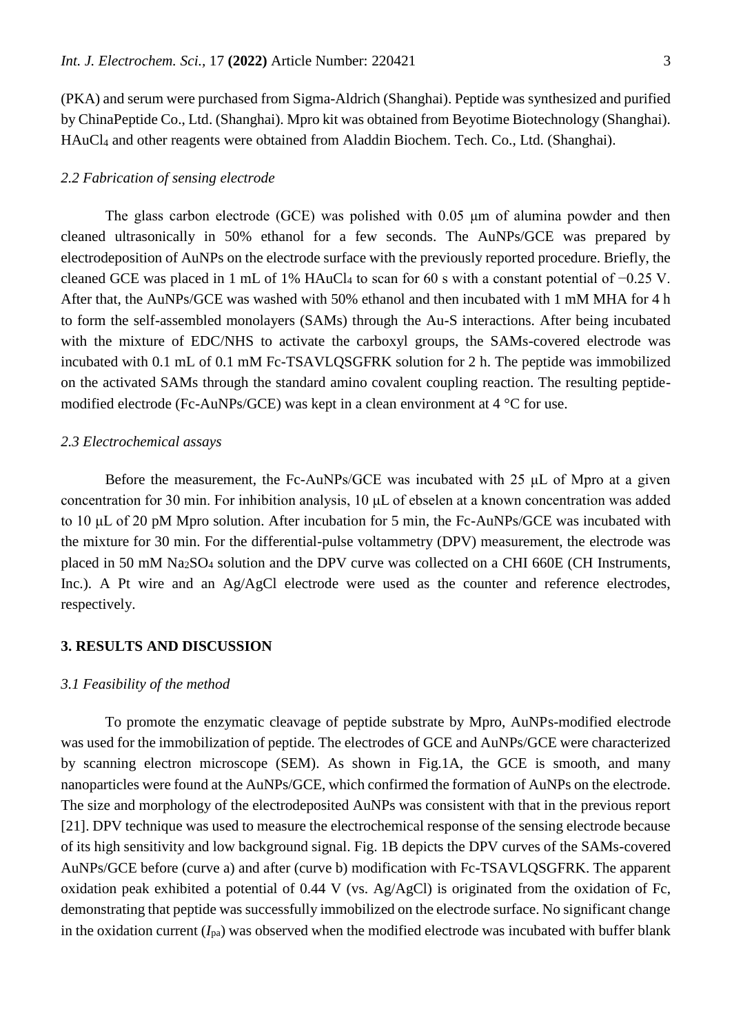(PKA) and serum were purchased from Sigma-Aldrich (Shanghai). Peptide was synthesized and purified by ChinaPeptide Co., Ltd. (Shanghai). Mpro kit was obtained from Beyotime Biotechnology (Shanghai). $HAuCl_4$ and other reagents were obtained from Aladdin Biochem. Tech. Co., Ltd. (Shanghai).

### *2.2 Fabrication of sensing electrode*

The glass carbon electrode (GCE) was polished with 0.05 μm of alumina powder and then cleaned ultrasonically in 50% ethanol for a few seconds. The AuNPs/GCE was prepared by electrodeposition of AuNPs on the electrode surface with the previously reported procedure. Briefly, the cleaned GCE was placed in 1 mL of 1% $HAuCl_4$ to scan for 60 s with a constant potential of −0.25 V. After that, the AuNPs/GCE was washed with 50% ethanol and then incubated with 1 mM MHA for 4 h to form the self-assembled monolayers (SAMs) through the Au-S interactions. After being incubated with the mixture of EDC/NHS to activate the carboxyl groups, the SAMs-covered electrode was incubated with 0.1 mL of 0.1 mM Fc-TSAVLQSGFRK solution for 2 h. The peptide was immobilized on the activated SAMs through the standard amino covalent coupling reaction. The resulting peptide-modified electrode (Fc-AuNPs/GCE) was kept in a clean environment at 4 °C for use.

### *2.3 Electrochemical assays*

Before the measurement, the Fc-AuNPs/GCE was incubated with 25 μL of Mpro at a given concentration for 30 min. For inhibition analysis, 10 μL of ebselen at a known concentration was added to 10 μL of 20 pM Mpro solution. After incubation for 5 min, the Fc-AuNPs/GCE was incubated with the mixture for 30 min. For the differential-pulse voltammetry (DPV) measurement, the electrode was placed in 50 mM $Na_2SO_4$ solution and the DPV curve was collected on a CHI 660E (CH Instruments, Inc.). A Pt wire and an Ag/AgCl electrode were used as the counter and reference electrodes, respectively.

## 3. RESULTS AND DISCUSSION

### *3.1 Feasibility of the method*

To promote the enzymatic cleavage of peptide substrate by Mpro, AuNPs-modified electrode was used for the immobilization of peptide. The electrodes of GCE and AuNPs/GCE were characterized by scanning electron microscope (SEM). As shown in Fig.1A, the GCE is smooth, and many nanoparticles were found at the AuNPs/GCE, which confirmed the formation of AuNPs on the electrode. The size and morphology of the electrodeposited AuNPs was consistent with that in the previous report [21]. DPV technique was used to measure the electrochemical response of the sensing electrode because of its high sensitivity and low background signal. Fig. 1B depicts the DPV curves of the SAMs-covered AuNPs/GCE before (curve a) and after (curve b) modification with Fc-TSAVLQSGFRK. The apparent oxidation peak exhibited a potential of 0.44 V (vs. Ag/AgCl) is originated from the oxidation of Fc, demonstrating that peptide was successfully immobilized on the electrode surface. No significant change in the oxidation current ($I_{pa}$) was observed when the modified electrode was incubated with buffer blank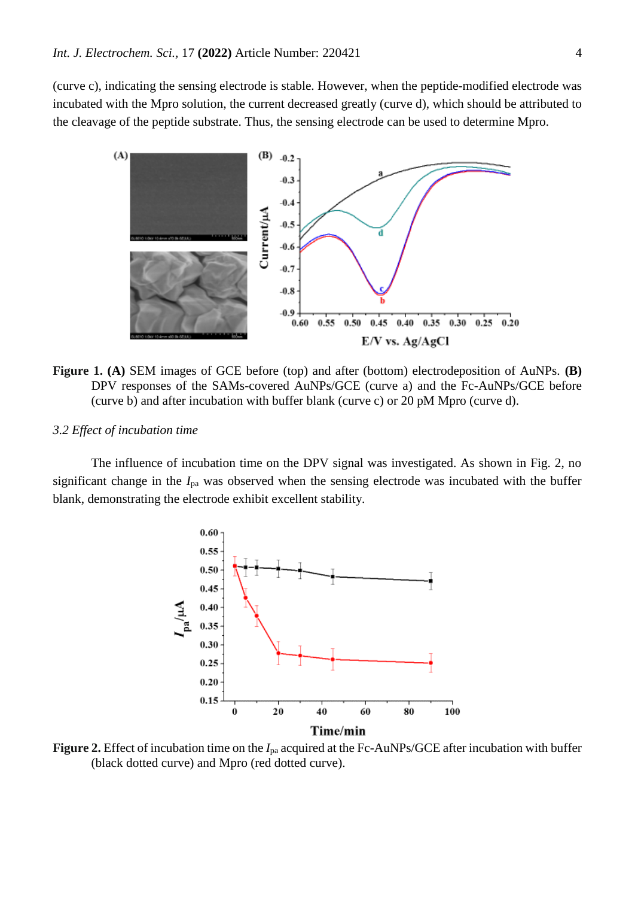(curve c), indicating the sensing electrode is stable. However, when the peptide-modified electrode was incubated with the Mpro solution, the current decreased greatly (curve d), which should be attributed to the cleavage of the peptide substrate. Thus, the sensing electrode can be used to determine Mpro.

**Figure 1. (A)** SEM images of GCE before (top) and after (bottom) electrodeposition of AuNPs. **(B)** DPV responses of the SAMs-covered AuNPs/GCE (curve a) and the Fc-AuNPs/GCE before (curve b) and after incubation with buffer blank (curve c) or 20 pM Mpro (curve d).

### *3.2 Effect of incubation time*

The influence of incubation time on the DPV signal was investigated. As shown in Fig. 2, no significant change in the $I_{pa}$ was observed when the sensing electrode was incubated with the buffer blank, demonstrating the electrode exhibit excellent stability.

**Figure 2.** Effect of incubation time on the $I_{pa}$ acquired at the Fc-AuNPs/GCE after incubation with buffer (black dotted curve) and Mpro (red dotted curve).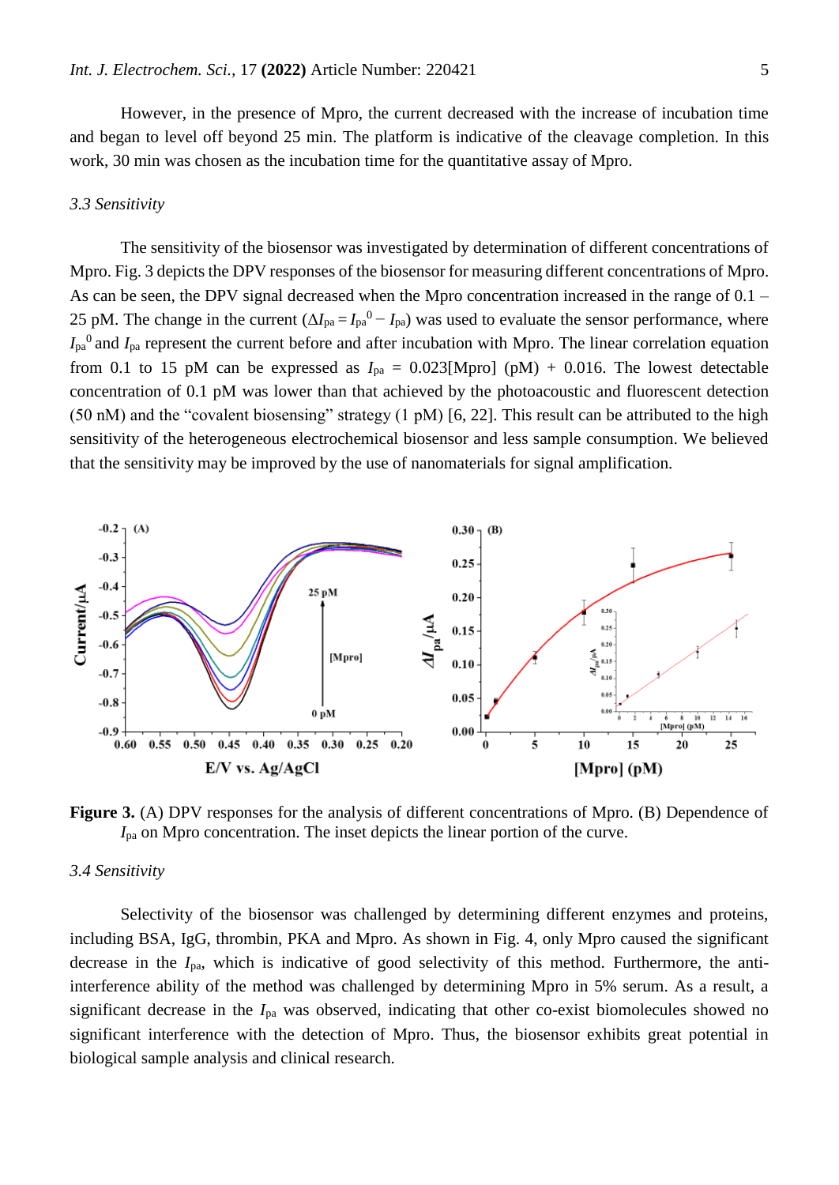However, in the presence of Mpro, the current decreased with the increase of incubation time and began to level off beyond 25 min. The platform is indicative of the cleavage completion. In this work, 30 min was chosen as the incubation time for the quantitative assay of Mpro.

### *3.3 Sensitivity*

The sensitivity of the biosensor was investigated by determination of different concentrations of Mpro. Fig. 3 depicts the DPV responses of the biosensor for measuring different concentrations of Mpro. As can be seen, the DPV signal decreased when the Mpro concentration increased in the range of 0.1 – 25 pM. The change in the current ($\Delta I_{pa} = I_{pa}^{0} - I_{pa}$) was used to evaluate the sensor performance, where $I_{pa}^{0}$ and $I_{pa}$ represent the current before and after incubation with Mpro. The linear correlation equation from 0.1 to 15 pM can be expressed as $I_{pa}$ = 0.023[Mpro] (pM) + 0.016. The lowest detectable concentration of 0.1 pM was lower than that achieved by the photoacoustic and fluorescent detection (50 nM) and the "covalent biosensing" strategy (1 pM) [6, 22]. This result can be attributed to the high sensitivity of the heterogeneous electrochemical biosensor and less sample consumption. We believed that the sensitivity may be improved by the use of nanomaterials for signal amplification.

**Figure 3.** (A) DPV responses for the analysis of different concentrations of Mpro. (B) Dependence of $I_{pa}$ on Mpro concentration. The inset depicts the linear portion of the curve.

### *3.4 Sensitivity*

Selectivity of the biosensor was challenged by determining different enzymes and proteins, including BSA, IgG, thrombin, PKA and Mpro. As shown in Fig. 4, only Mpro caused the significant decrease in the $I_{pa}$, which is indicative of good selectivity of this method. Furthermore, the anti-interference ability of the method was challenged by determining Mpro in 5% serum. As a result, a significant decrease in the $I_{pa}$ was observed, indicating that other co-exist biomolecules showed no significant interference with the detection of Mpro. Thus, the biosensor exhibits great potential in biological sample analysis and clinical research.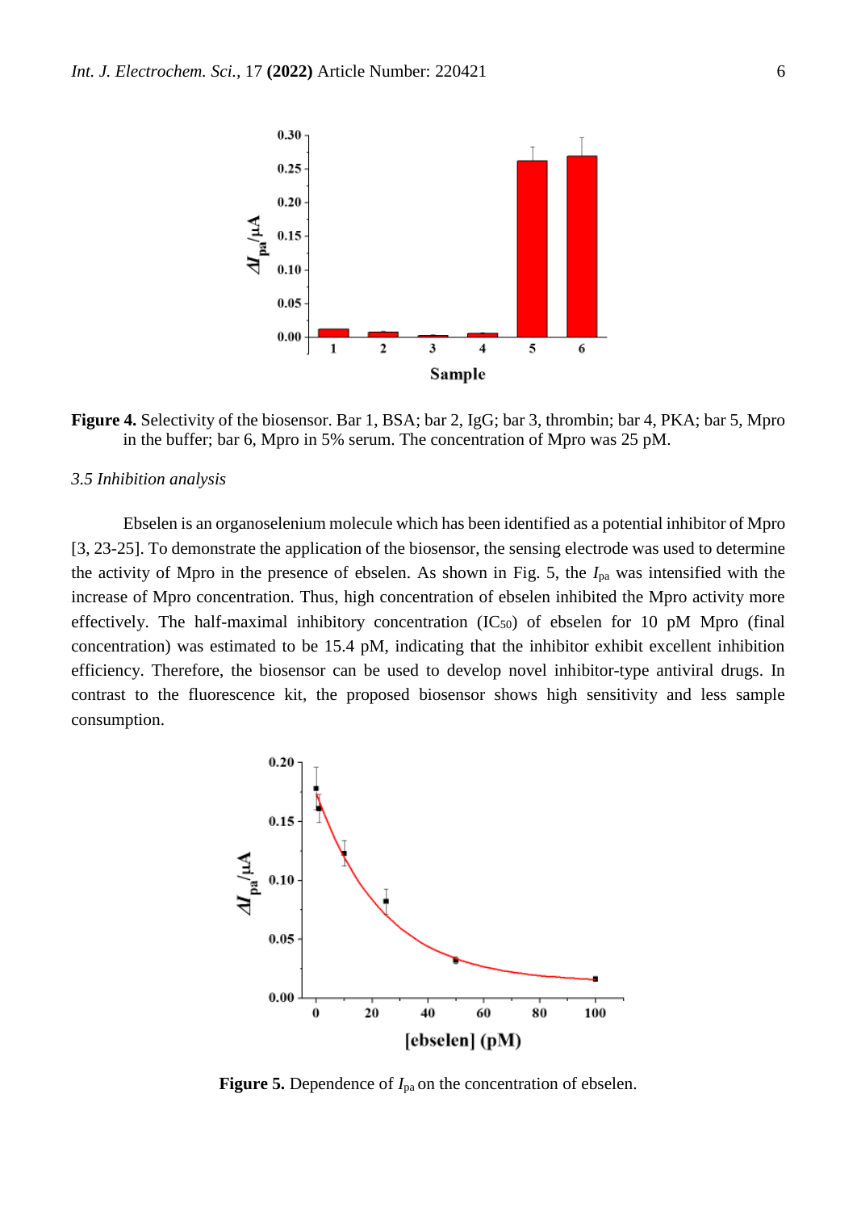**Figure 4.** Selectivity of the biosensor. Bar 1, BSA; bar 2, IgG; bar 3, thrombin; bar 4, PKA; bar 5, Mpro in the buffer; bar 6, Mpro in 5% serum. The concentration of Mpro was 25 pM.

*3.5 Inhibition analysis*

Ebselen is an organoselenium molecule which has been identified as a potential inhibitor of Mpro [3, 23-25]. To demonstrate the application of the biosensor, the sensing electrode was used to determine the activity of Mpro in the presence of ebselen. As shown in Fig. 5, the $I_{pa}$ was intensified with the increase of Mpro concentration. Thus, high concentration of ebselen inhibited the Mpro activity more effectively. The half-maximal inhibitory concentration ($IC_{50}$) of ebselen for 10 pM Mpro (final concentration) was estimated to be 15.4 pM, indicating that the inhibitor exhibit excellent inhibition efficiency. Therefore, the biosensor can be used to develop novel inhibitor-type antiviral drugs. In contrast to the fluorescence kit, the proposed biosensor shows high sensitivity and less sample consumption.

**Figure 5.** Dependence of $I_{pa}$ on the concentration of ebselen.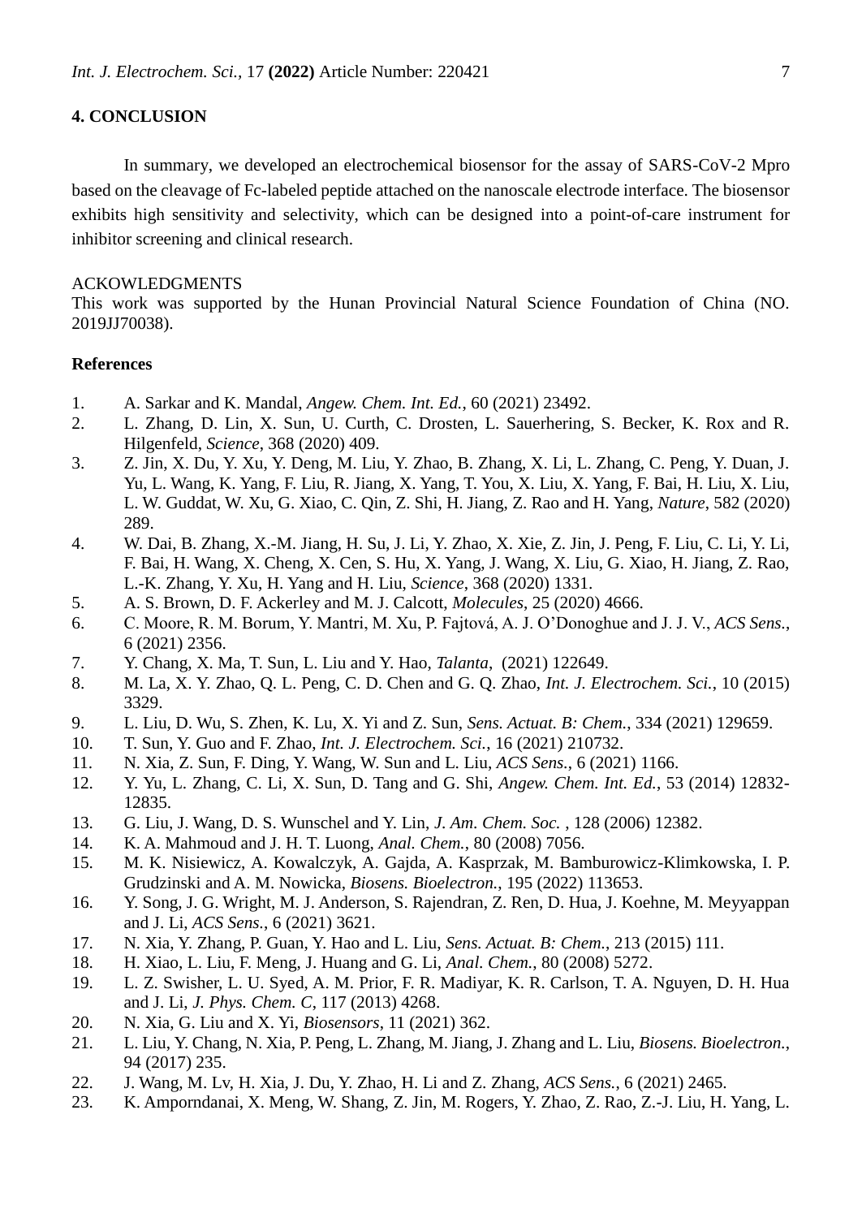## 4. CONCLUSION

In summary, we developed an electrochemical biosensor for the assay of SARS-CoV-2 Mpro based on the cleavage of Fc-labeled peptide attached on the nanoscale electrode interface. The biosensor exhibits high sensitivity and selectivity, which can be designed into a point-of-care instrument for inhibitor screening and clinical research.

ACKOWLEDGMENTS

This work was supported by the Hunan Provincial Natural Science Foundation of China (NO. 2019JJ70038).

## References

1. A. Sarkar and K. Mandal, *Angew. Chem. Int. Ed.*, 60 (2021) 23492.
2. L. Zhang, D. Lin, X. Sun, U. Curth, C. Drosten, L. Sauerhering, S. Becker, K. Rox and R. Hilgenfeld, *Science*, 368 (2020) 409.
3. Z. Jin, X. Du, Y. Xu, Y. Deng, M. Liu, Y. Zhao, B. Zhang, X. Li, L. Zhang, C. Peng, Y. Duan, J. Yu, L. Wang, K. Yang, F. Liu, R. Jiang, X. Yang, T. You, X. Liu, X. Yang, F. Bai, H. Liu, X. Liu, L. W. Guddat, W. Xu, G. Xiao, C. Qin, Z. Shi, H. Jiang, Z. Rao and H. Yang, *Nature*, 582 (2020) 289.
4. W. Dai, B. Zhang, X.-M. Jiang, H. Su, J. Li, Y. Zhao, X. Xie, Z. Jin, J. Peng, F. Liu, C. Li, Y. Li, F. Bai, H. Wang, X. Cheng, X. Cen, S. Hu, X. Yang, J. Wang, X. Liu, G. Xiao, H. Jiang, Z. Rao, L.-K. Zhang, Y. Xu, H. Yang and H. Liu, *Science*, 368 (2020) 1331.
5. A. S. Brown, D. F. Ackerley and M. J. Calcott, *Molecules*, 25 (2020) 4666.
6. C. Moore, R. M. Borum, Y. Mantri, M. Xu, P. Fajtová, A. J. O'Donoghue and J. J. V., *ACS Sens.*, 6 (2021) 2356.
7. Y. Chang, X. Ma, T. Sun, L. Liu and Y. Hao, *Talanta*, (2021) 122649.
8. M. La, X. Y. Zhao, Q. L. Peng, C. D. Chen and G. Q. Zhao, *Int. J. Electrochem. Sci.*, 10 (2015) 3329.
9. L. Liu, D. Wu, S. Zhen, K. Lu, X. Yi and Z. Sun, *Sens. Actuat. B: Chem.*, 334 (2021) 129659.
10. T. Sun, Y. Guo and F. Zhao, *Int. J. Electrochem. Sci.*, 16 (2021) 210732.
11. N. Xia, Z. Sun, F. Ding, Y. Wang, W. Sun and L. Liu, *ACS Sens.*, 6 (2021) 1166.
12. Y. Yu, L. Zhang, C. Li, X. Sun, D. Tang and G. Shi, *Angew. Chem. Int. Ed.*, 53 (2014) 12832-12835.
13. G. Liu, J. Wang, D. S. Wunschel and Y. Lin, *J. Am. Chem. Soc.* , 128 (2006) 12382.
14. K. A. Mahmoud and J. H. T. Luong, *Anal. Chem.*, 80 (2008) 7056.
15. M. K. Nisiewicz, A. Kowalczyk, A. Gajda, A. Kasprzak, M. Bamburowicz-Klimkowska, I. P. Grudzinski and A. M. Nowicka, *Biosens. Bioelectron.*, 195 (2022) 113653.
16. Y. Song, J. G. Wright, M. J. Anderson, S. Rajendran, Z. Ren, D. Hua, J. Koehne, M. Meyyappan and J. Li, *ACS Sens.*, 6 (2021) 3621.
17. N. Xia, Y. Zhang, P. Guan, Y. Hao and L. Liu, *Sens. Actuat. B: Chem.*, 213 (2015) 111.
18. H. Xiao, L. Liu, F. Meng, J. Huang and G. Li, *Anal. Chem.*, 80 (2008) 5272.
19. L. Z. Swisher, L. U. Syed, A. M. Prior, F. R. Madiyar, K. R. Carlson, T. A. Nguyen, D. H. Hua and J. Li, *J. Phys. Chem. C*, 117 (2013) 4268.
20. N. Xia, G. Liu and X. Yi, *Biosensors*, 11 (2021) 362.
21. L. Liu, Y. Chang, N. Xia, P. Peng, L. Zhang, M. Jiang, J. Zhang and L. Liu, *Biosens. Bioelectron.*, 94 (2017) 235.
22. J. Wang, M. Lv, H. Xia, J. Du, Y. Zhao, H. Li and Z. Zhang, *ACS Sens.*, 6 (2021) 2465.
23. K. Amporndanai, X. Meng, W. Shang, Z. Jin, M. Rogers, Y. Zhao, Z. Rao, Z.-J. Liu, H. Yang, L.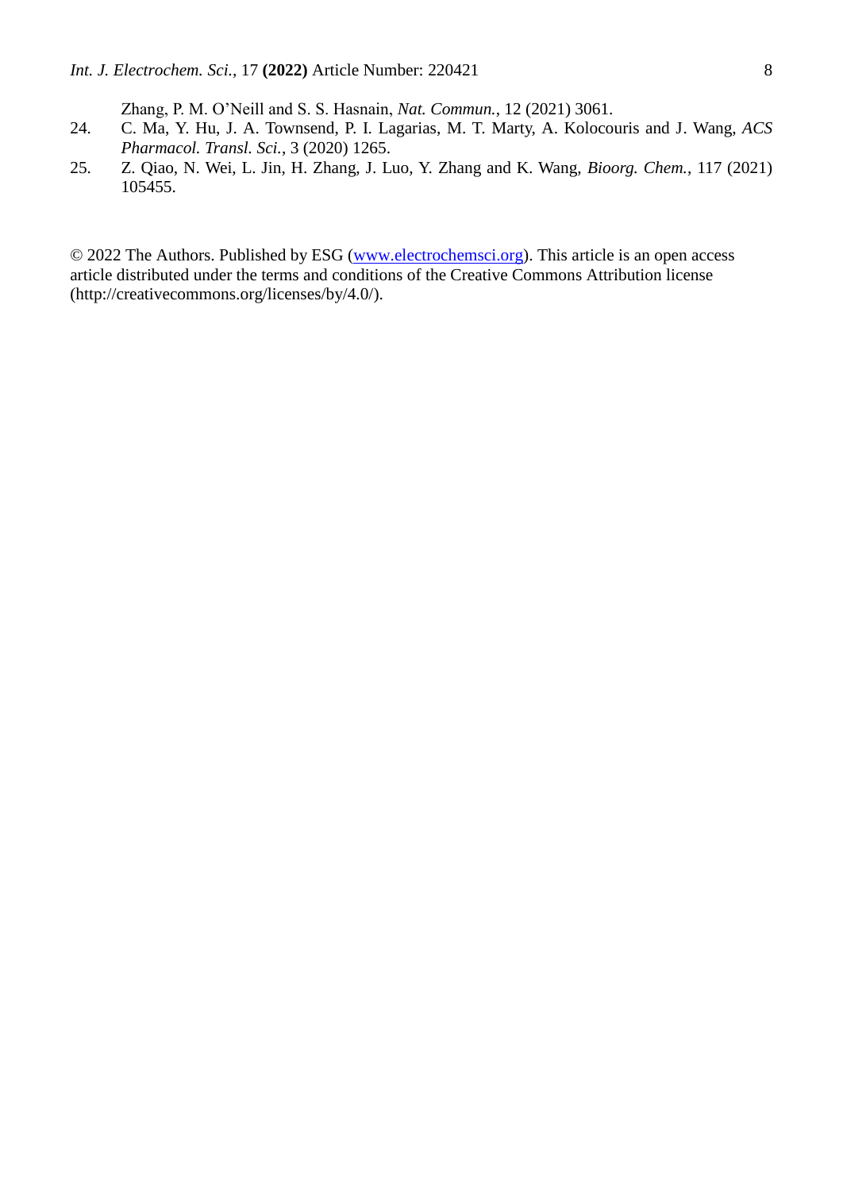Zhang, P. M. O'Neill and S. S. Hasnain, *Nat. Commun.*, 12 (2021) 3061.

24. C. Ma, Y. Hu, J. A. Townsend, P. I. Lagarias, M. T. Marty, A. Kolocouris and J. Wang, *ACS Pharmacol. Transl. Sci.*, 3 (2020) 1265.
25. Z. Qiao, N. Wei, L. Jin, H. Zhang, J. Luo, Y. Zhang and K. Wang, *Bioorg. Chem.*, 117 (2021) 105455.

© 2022 The Authors. Published by ESG (www.electrochemsci.org). This article is an open access article distributed under the terms and conditions of the Creative Commons Attribution license (http://creativecommons.org/licenses/by/4.0/).